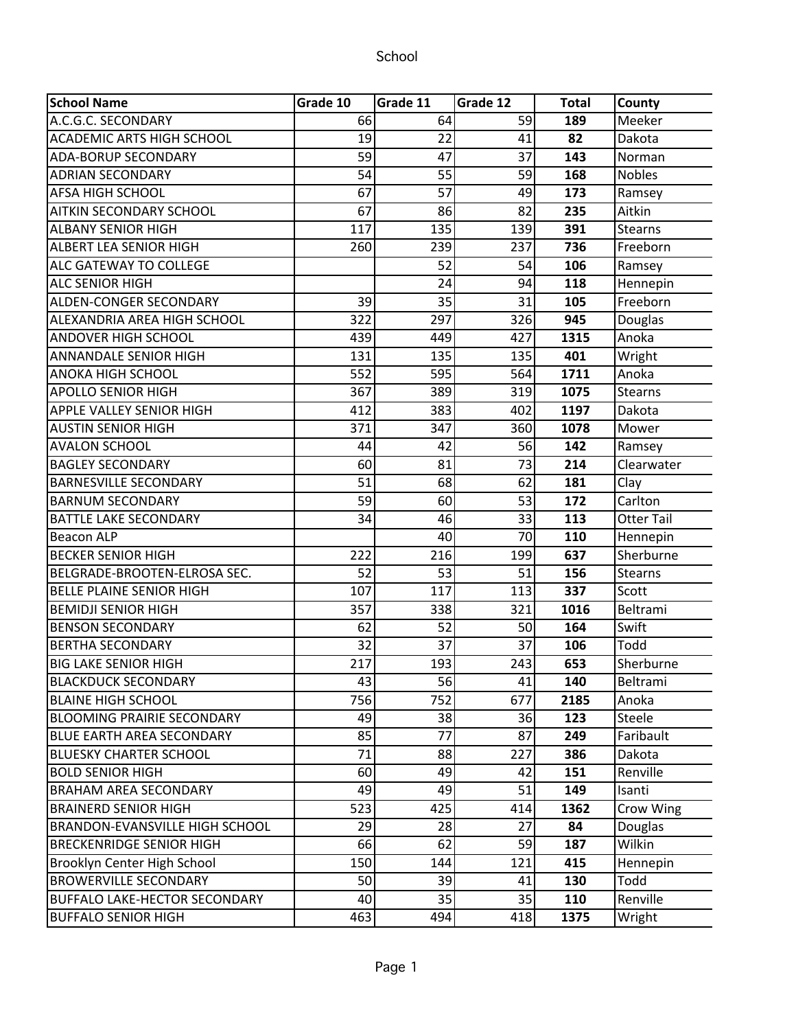# School

| School Name | Grade 10 | Grade 11 | Grade 12 | Total | County |
|---|---|---|---|---|---|
| A.C.G.C. SECONDARY | 66 | 64 | 59 | **189** | Meeker |
| ACADEMIC ARTS HIGH SCHOOL | 19 | 22 | 41 | **82** | Dakota |
| ADA-BORUP SECONDARY | 59 | 47 | 37 | **143** | Norman |
| ADRIAN SECONDARY | 54 | 55 | 59 | **168** | Nobles |
| AFSA HIGH SCHOOL | 67 | 57 | 49 | **173** | Ramsey |
| AITKIN SECONDARY SCHOOL | 67 | 86 | 82 | **235** | Aitkin |
| ALBANY SENIOR HIGH | 117 | 135 | 139 | **391** | Stearns |
| ALBERT LEA SENIOR HIGH | 260 | 239 | 237 | **736** | Freeborn |
| ALC GATEWAY TO COLLEGE | | 52 | 54 | **106** | Ramsey |
| ALC SENIOR HIGH | | 24 | 94 | **118** | Hennepin |
| ALDEN-CONGER SECONDARY | 39 | 35 | 31 | **105** | Freeborn |
| ALEXANDRIA AREA HIGH SCHOOL | 322 | 297 | 326 | **945** | Douglas |
| ANDOVER HIGH SCHOOL | 439 | 449 | 427 | **1315** | Anoka |
| ANNANDALE SENIOR HIGH | 131 | 135 | 135 | **401** | Wright |
| ANOKA HIGH SCHOOL | 552 | 595 | 564 | **1711** | Anoka |
| APOLLO SENIOR HIGH | 367 | 389 | 319 | **1075** | Stearns |
| APPLE VALLEY SENIOR HIGH | 412 | 383 | 402 | **1197** | Dakota |
| AUSTIN SENIOR HIGH | 371 | 347 | 360 | **1078** | Mower |
| AVALON SCHOOL | 44 | 42 | 56 | **142** | Ramsey |
| BAGLEY SECONDARY | 60 | 81 | 73 | **214** | Clearwater |
| BARNESVILLE SECONDARY | 51 | 68 | 62 | **181** | Clay |
| BARNUM SECONDARY | 59 | 60 | 53 | **172** | Carlton |
| BATTLE LAKE SECONDARY | 34 | 46 | 33 | **113** | Otter Tail |
| Beacon ALP | | 40 | 70 | **110** | Hennepin |
| BECKER SENIOR HIGH | 222 | 216 | 199 | **637** | Sherburne |
| BELGRADE-BROOTEN-ELROSA SEC. | 52 | 53 | 51 | **156** | Stearns |
| BELLE PLAINE SENIOR HIGH | 107 | 117 | 113 | **337** | Scott |
| BEMIDJI SENIOR HIGH | 357 | 338 | 321 | **1016** | Beltrami |
| BENSON SECONDARY | 62 | 52 | 50 | **164** | Swift |
| BERTHA SECONDARY | 32 | 37 | 37 | **106** | Todd |
| BIG LAKE SENIOR HIGH | 217 | 193 | 243 | **653** | Sherburne |
| BLACKDUCK SECONDARY | 43 | 56 | 41 | **140** | Beltrami |
| BLAINE HIGH SCHOOL | 756 | 752 | 677 | **2185** | Anoka |
| BLOOMING PRAIRIE SECONDARY | 49 | 38 | 36 | **123** | Steele |
| BLUE EARTH AREA SECONDARY | 85 | 77 | 87 | **249** | Faribault |
| BLUESKY CHARTER SCHOOL | 71 | 88 | 227 | **386** | Dakota |
| BOLD SENIOR HIGH | 60 | 49 | 42 | **151** | Renville |
| BRAHAM AREA SECONDARY | 49 | 49 | 51 | **149** | Isanti |
| BRAINERD SENIOR HIGH | 523 | 425 | 414 | **1362** | Crow Wing |
| BRANDON-EVANSVILLE HIGH SCHOOL | 29 | 28 | 27 | **84** | Douglas |
| BRECKENRIDGE SENIOR HIGH | 66 | 62 | 59 | **187** | Wilkin |
| Brooklyn Center High School | 150 | 144 | 121 | **415** | Hennepin |
| BROWERVILLE SECONDARY | 50 | 39 | 41 | **130** | Todd |
| BUFFALO LAKE-HECTOR SECONDARY | 40 | 35 | 35 | **110** | Renville |
| BUFFALO SENIOR HIGH | 463 | 494 | 418 | **1375** | Wright |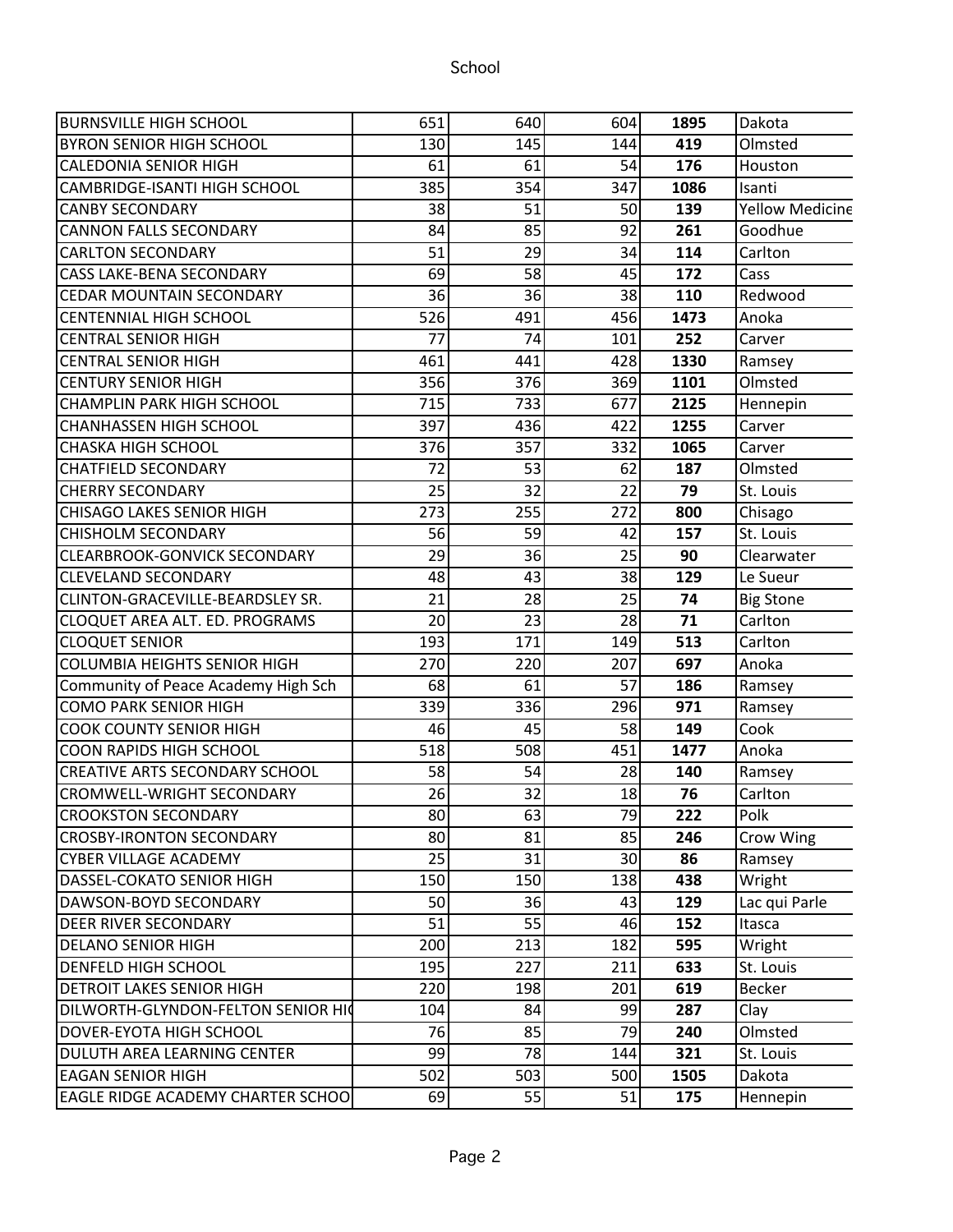| | | | | | |
|---|---|---|---|---|---|
| BURNSVILLE HIGH SCHOOL | 651 | 640 | 604 | **1895** | Dakota |
| BYRON SENIOR HIGH SCHOOL | 130 | 145 | 144 | **419** | Olmsted |
| CALEDONIA SENIOR HIGH | 61 | 61 | 54 | **176** | Houston |
| CAMBRIDGE-ISANTI HIGH SCHOOL | 385 | 354 | 347 | **1086** | Isanti |
| CANBY SECONDARY | 38 | 51 | 50 | **139** | Yellow Medicine |
| CANNON FALLS SECONDARY | 84 | 85 | 92 | **261** | Goodhue |
| CARLTON SECONDARY | 51 | 29 | 34 | **114** | Carlton |
| CASS LAKE-BENA SECONDARY | 69 | 58 | 45 | **172** | Cass |
| CEDAR MOUNTAIN SECONDARY | 36 | 36 | 38 | **110** | Redwood |
| CENTENNIAL HIGH SCHOOL | 526 | 491 | 456 | **1473** | Anoka |
| CENTRAL SENIOR HIGH | 77 | 74 | 101 | **252** | Carver |
| CENTRAL SENIOR HIGH | 461 | 441 | 428 | **1330** | Ramsey |
| CENTURY SENIOR HIGH | 356 | 376 | 369 | **1101** | Olmsted |
| CHAMPLIN PARK HIGH SCHOOL | 715 | 733 | 677 | **2125** | Hennepin |
| CHANHASSEN HIGH SCHOOL | 397 | 436 | 422 | **1255** | Carver |
| CHASKA HIGH SCHOOL | 376 | 357 | 332 | **1065** | Carver |
| CHATFIELD SECONDARY | 72 | 53 | 62 | **187** | Olmsted |
| CHERRY SECONDARY | 25 | 32 | 22 | **79** | St. Louis |
| CHISAGO LAKES SENIOR HIGH | 273 | 255 | 272 | **800** | Chisago |
| CHISHOLM SECONDARY | 56 | 59 | 42 | **157** | St. Louis |
| CLEARBROOK-GONVICK SECONDARY | 29 | 36 | 25 | **90** | Clearwater |
| CLEVELAND SECONDARY | 48 | 43 | 38 | **129** | Le Sueur |
| CLINTON-GRACEVILLE-BEARDSLEY SR. | 21 | 28 | 25 | **74** | Big Stone |
| CLOQUET AREA ALT. ED. PROGRAMS | 20 | 23 | 28 | **71** | Carlton |
| CLOQUET SENIOR | 193 | 171 | 149 | **513** | Carlton |
| COLUMBIA HEIGHTS SENIOR HIGH | 270 | 220 | 207 | **697** | Anoka |
| Community of Peace Academy High Sch | 68 | 61 | 57 | **186** | Ramsey |
| COMO PARK SENIOR HIGH | 339 | 336 | 296 | **971** | Ramsey |
| COOK COUNTY SENIOR HIGH | 46 | 45 | 58 | **149** | Cook |
| COON RAPIDS HIGH SCHOOL | 518 | 508 | 451 | **1477** | Anoka |
| CREATIVE ARTS SECONDARY SCHOOL | 58 | 54 | 28 | **140** | Ramsey |
| CROMWELL-WRIGHT SECONDARY | 26 | 32 | 18 | **76** | Carlton |
| CROOKSTON SECONDARY | 80 | 63 | 79 | **222** | Polk |
| CROSBY-IRONTON SECONDARY | 80 | 81 | 85 | **246** | Crow Wing |
| CYBER VILLAGE ACADEMY | 25 | 31 | 30 | **86** | Ramsey |
| DASSEL-COKATO SENIOR HIGH | 150 | 150 | 138 | **438** | Wright |
| DAWSON-BOYD SECONDARY | 50 | 36 | 43 | **129** | Lac qui Parle |
| DEER RIVER SECONDARY | 51 | 55 | 46 | **152** | Itasca |
| DELANO SENIOR HIGH | 200 | 213 | 182 | **595** | Wright |
| DENFELD HIGH SCHOOL | 195 | 227 | 211 | **633** | St. Louis |
| DETROIT LAKES SENIOR HIGH | 220 | 198 | 201 | **619** | Becker |
| DILWORTH-GLYNDON-FELTON SENIOR HIG | 104 | 84 | 99 | **287** | Clay |
| DOVER-EYOTA HIGH SCHOOL | 76 | 85 | 79 | **240** | Olmsted |
| DULUTH AREA LEARNING CENTER | 99 | 78 | 144 | **321** | St. Louis |
| EAGAN SENIOR HIGH | 502 | 503 | 500 | **1505** | Dakota |
| EAGLE RIDGE ACADEMY CHARTER SCHOO | 69 | 55 | 51 | **175** | Hennepin |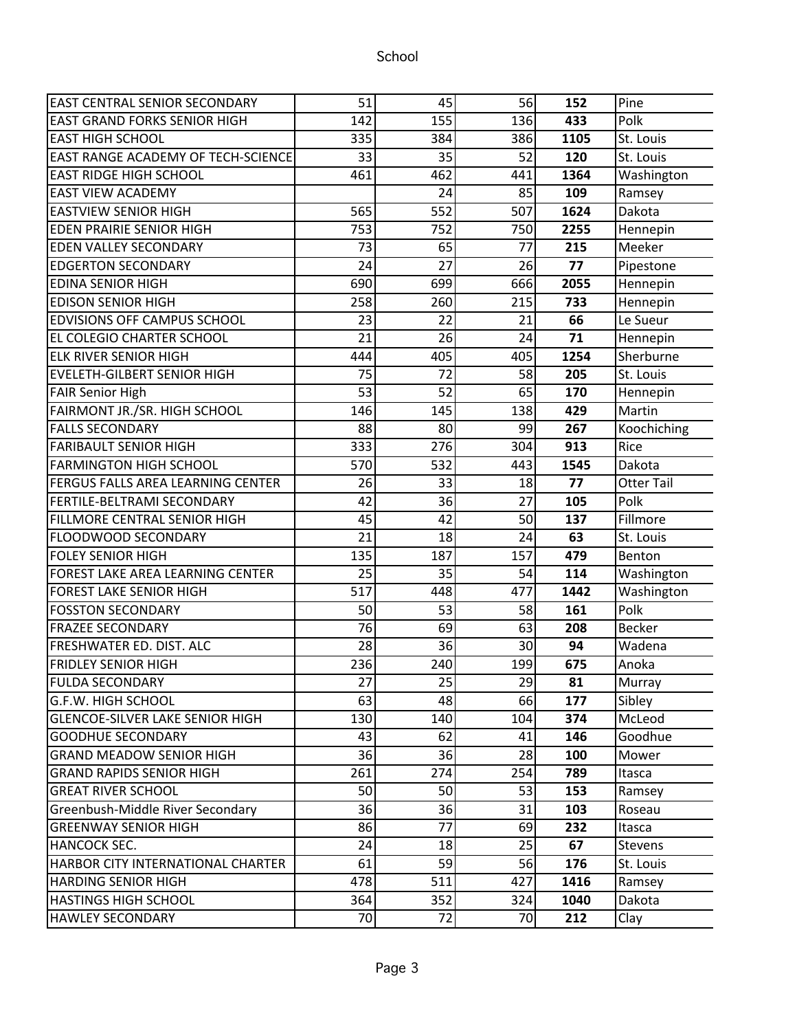| | | | | | |
|---|---|---|---|---|---|
| EAST CENTRAL SENIOR SECONDARY | 51 | 45 | 56 | **152** | Pine |
| EAST GRAND FORKS SENIOR HIGH | 142 | 155 | 136 | **433** | Polk |
| EAST HIGH SCHOOL | 335 | 384 | 386 | **1105** | St. Louis |
| EAST RANGE ACADEMY OF TECH-SCIENCE | 33 | 35 | 52 | **120** | St. Louis |
| EAST RIDGE HIGH SCHOOL | 461 | 462 | 441 | **1364** | Washington |
| EAST VIEW ACADEMY | | 24 | 85 | **109** | Ramsey |
| EASTVIEW SENIOR HIGH | 565 | 552 | 507 | **1624** | Dakota |
| EDEN PRAIRIE SENIOR HIGH | 753 | 752 | 750 | **2255** | Hennepin |
| EDEN VALLEY SECONDARY | 73 | 65 | 77 | **215** | Meeker |
| EDGERTON SECONDARY | 24 | 27 | 26 | **77** | Pipestone |
| EDINA SENIOR HIGH | 690 | 699 | 666 | **2055** | Hennepin |
| EDISON SENIOR HIGH | 258 | 260 | 215 | **733** | Hennepin |
| EDVISIONS OFF CAMPUS SCHOOL | 23 | 22 | 21 | **66** | Le Sueur |
| EL COLEGIO CHARTER SCHOOL | 21 | 26 | 24 | **71** | Hennepin |
| ELK RIVER SENIOR HIGH | 444 | 405 | 405 | **1254** | Sherburne |
| EVELETH-GILBERT SENIOR HIGH | 75 | 72 | 58 | **205** | St. Louis |
| FAIR Senior High | 53 | 52 | 65 | **170** | Hennepin |
| FAIRMONT JR./SR. HIGH SCHOOL | 146 | 145 | 138 | **429** | Martin |
| FALLS SECONDARY | 88 | 80 | 99 | **267** | Koochiching |
| FARIBAULT SENIOR HIGH | 333 | 276 | 304 | **913** | Rice |
| FARMINGTON HIGH SCHOOL | 570 | 532 | 443 | **1545** | Dakota |
| FERGUS FALLS AREA LEARNING CENTER | 26 | 33 | 18 | **77** | Otter Tail |
| FERTILE-BELTRAMI SECONDARY | 42 | 36 | 27 | **105** | Polk |
| FILLMORE CENTRAL SENIOR HIGH | 45 | 42 | 50 | **137** | Fillmore |
| FLOODWOOD SECONDARY | 21 | 18 | 24 | **63** | St. Louis |
| FOLEY SENIOR HIGH | 135 | 187 | 157 | **479** | Benton |
| FOREST LAKE AREA LEARNING CENTER | 25 | 35 | 54 | **114** | Washington |
| FOREST LAKE SENIOR HIGH | 517 | 448 | 477 | **1442** | Washington |
| FOSSTON SECONDARY | 50 | 53 | 58 | **161** | Polk |
| FRAZEE SECONDARY | 76 | 69 | 63 | **208** | Becker |
| FRESHWATER ED. DIST. ALC | 28 | 36 | 30 | **94** | Wadena |
| FRIDLEY SENIOR HIGH | 236 | 240 | 199 | **675** | Anoka |
| FULDA SECONDARY | 27 | 25 | 29 | **81** | Murray |
| G.F.W. HIGH SCHOOL | 63 | 48 | 66 | **177** | Sibley |
| GLENCOE-SILVER LAKE SENIOR HIGH | 130 | 140 | 104 | **374** | McLeod |
| GOODHUE SECONDARY | 43 | 62 | 41 | **146** | Goodhue |
| GRAND MEADOW SENIOR HIGH | 36 | 36 | 28 | **100** | Mower |
| GRAND RAPIDS SENIOR HIGH | 261 | 274 | 254 | **789** | Itasca |
| GREAT RIVER SCHOOL | 50 | 50 | 53 | **153** | Ramsey |
| Greenbush-Middle River Secondary | 36 | 36 | 31 | **103** | Roseau |
| GREENWAY SENIOR HIGH | 86 | 77 | 69 | **232** | Itasca |
| HANCOCK SEC. | 24 | 18 | 25 | **67** | Stevens |
| HARBOR CITY INTERNATIONAL CHARTER | 61 | 59 | 56 | **176** | St. Louis |
| HARDING SENIOR HIGH | 478 | 511 | 427 | **1416** | Ramsey |
| HASTINGS HIGH SCHOOL | 364 | 352 | 324 | **1040** | Dakota |
| HAWLEY SECONDARY | 70 | 72 | 70 | **212** | Clay |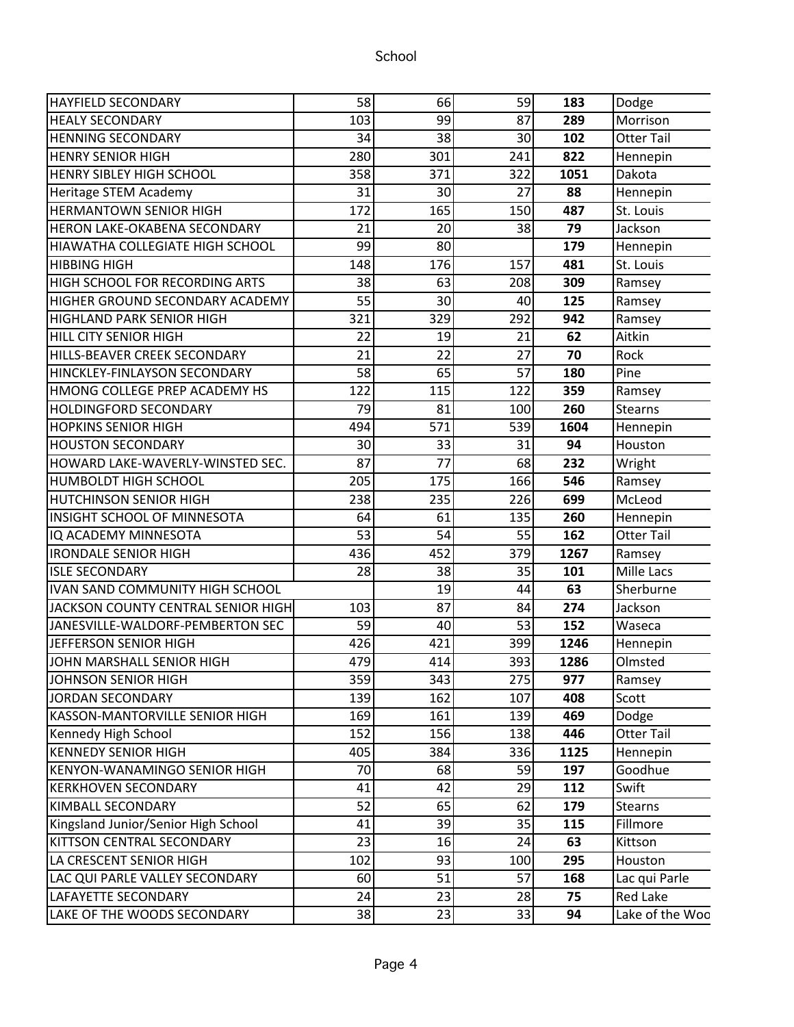| School | | | | | |
|---|---|---|---|---|---|
| HAYFIELD SECONDARY | 58 | 66 | 59 | **183** | Dodge |
| HEALY SECONDARY | 103 | 99 | 87 | **289** | Morrison |
| HENNING SECONDARY | 34 | 38 | 30 | **102** | Otter Tail |
| HENRY SENIOR HIGH | 280 | 301 | 241 | **822** | Hennepin |
| HENRY SIBLEY HIGH SCHOOL | 358 | 371 | 322 | **1051** | Dakota |
| Heritage STEM Academy | 31 | 30 | 27 | **88** | Hennepin |
| HERMANTOWN SENIOR HIGH | 172 | 165 | 150 | **487** | St. Louis |
| HERON LAKE-OKABENA SECONDARY | 21 | 20 | 38 | **79** | Jackson |
| HIAWATHA COLLEGIATE HIGH SCHOOL | 99 | 80 | | **179** | Hennepin |
| HIBBING HIGH | 148 | 176 | 157 | **481** | St. Louis |
| HIGH SCHOOL FOR RECORDING ARTS | 38 | 63 | 208 | **309** | Ramsey |
| HIGHER GROUND SECONDARY ACADEMY | 55 | 30 | 40 | **125** | Ramsey |
| HIGHLAND PARK SENIOR HIGH | 321 | 329 | 292 | **942** | Ramsey |
| HILL CITY SENIOR HIGH | 22 | 19 | 21 | **62** | Aitkin |
| HILLS-BEAVER CREEK SECONDARY | 21 | 22 | 27 | **70** | Rock |
| HINCKLEY-FINLAYSON SECONDARY | 58 | 65 | 57 | **180** | Pine |
| HMONG COLLEGE PREP ACADEMY HS | 122 | 115 | 122 | **359** | Ramsey |
| HOLDINGFORD SECONDARY | 79 | 81 | 100 | **260** | Stearns |
| HOPKINS SENIOR HIGH | 494 | 571 | 539 | **1604** | Hennepin |
| HOUSTON SECONDARY | 30 | 33 | 31 | **94** | Houston |
| HOWARD LAKE-WAVERLY-WINSTED SEC. | 87 | 77 | 68 | **232** | Wright |
| HUMBOLDT HIGH SCHOOL | 205 | 175 | 166 | **546** | Ramsey |
| HUTCHINSON SENIOR HIGH | 238 | 235 | 226 | **699** | McLeod |
| INSIGHT SCHOOL OF MINNESOTA | 64 | 61 | 135 | **260** | Hennepin |
| IQ ACADEMY MINNESOTA | 53 | 54 | 55 | **162** | Otter Tail |
| IRONDALE SENIOR HIGH | 436 | 452 | 379 | **1267** | Ramsey |
| ISLE SECONDARY | 28 | 38 | 35 | **101** | Mille Lacs |
| IVAN SAND COMMUNITY HIGH SCHOOL | | 19 | 44 | **63** | Sherburne |
| JACKSON COUNTY CENTRAL SENIOR HIGH | 103 | 87 | 84 | **274** | Jackson |
| JANESVILLE-WALDORF-PEMBERTON SEC | 59 | 40 | 53 | **152** | Waseca |
| JEFFERSON SENIOR HIGH | 426 | 421 | 399 | **1246** | Hennepin |
| JOHN MARSHALL SENIOR HIGH | 479 | 414 | 393 | **1286** | Olmsted |
| JOHNSON SENIOR HIGH | 359 | 343 | 275 | **977** | Ramsey |
| JORDAN SECONDARY | 139 | 162 | 107 | **408** | Scott |
| KASSON-MANTORVILLE SENIOR HIGH | 169 | 161 | 139 | **469** | Dodge |
| Kennedy High School | 152 | 156 | 138 | **446** | Otter Tail |
| KENNEDY SENIOR HIGH | 405 | 384 | 336 | **1125** | Hennepin |
| KENYON-WANAMINGO SENIOR HIGH | 70 | 68 | 59 | **197** | Goodhue |
| KERKHOVEN SECONDARY | 41 | 42 | 29 | **112** | Swift |
| KIMBALL SECONDARY | 52 | 65 | 62 | **179** | Stearns |
| Kingsland Junior/Senior High School | 41 | 39 | 35 | **115** | Fillmore |
| KITTSON CENTRAL SECONDARY | 23 | 16 | 24 | **63** | Kittson |
| LA CRESCENT SENIOR HIGH | 102 | 93 | 100 | **295** | Houston |
| LAC QUI PARLE VALLEY SECONDARY | 60 | 51 | 57 | **168** | Lac qui Parle |
| LAFAYETTE SECONDARY | 24 | 23 | 28 | **75** | Red Lake |
| LAKE OF THE WOODS SECONDARY | 38 | 23 | 33 | **94** | Lake of the Woo |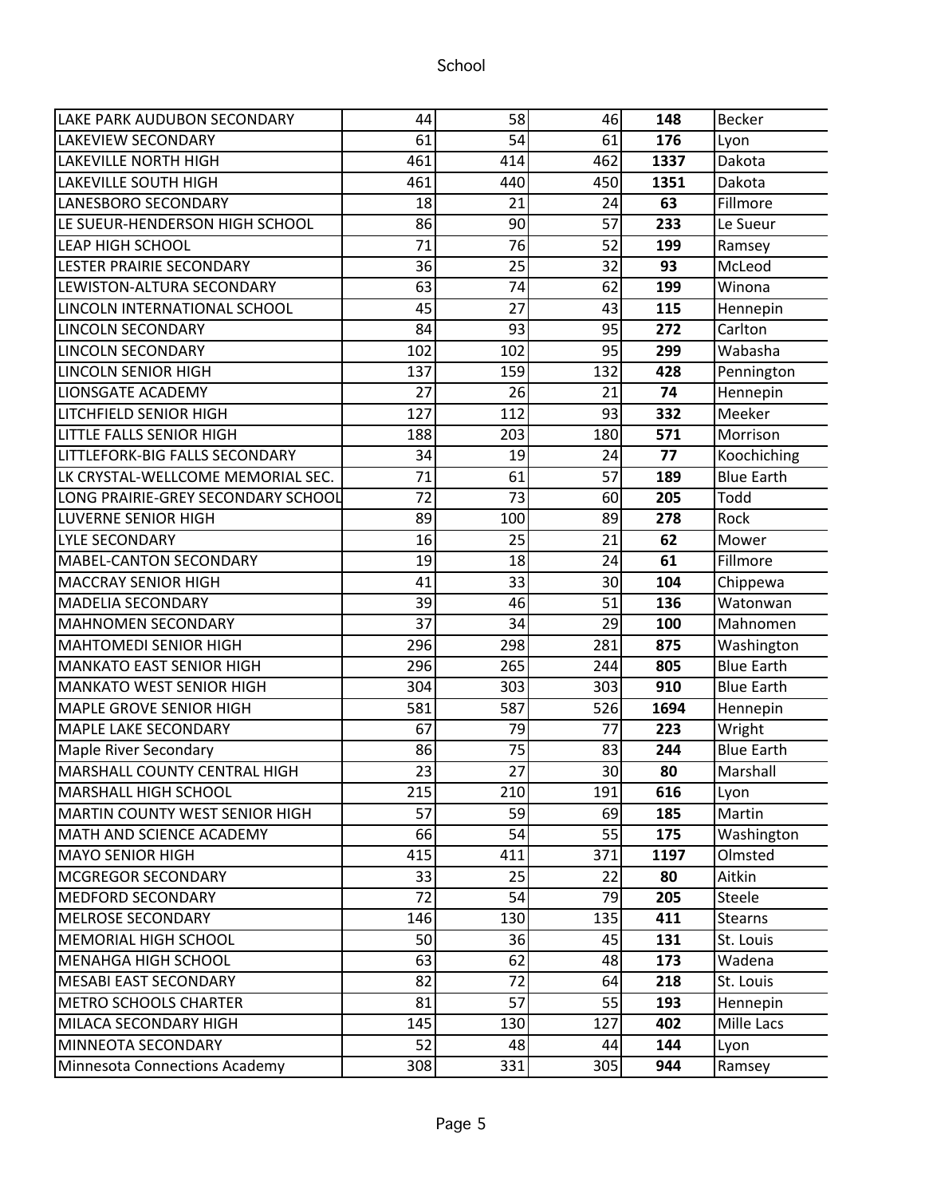| | | | | | |
|---|---|---|---|---|---|
| LAKE PARK AUDUBON SECONDARY | 44 | 58 | 46 | **148** | Becker |
| LAKEVIEW SECONDARY | 61 | 54 | 61 | **176** | Lyon |
| LAKEVILLE NORTH HIGH | 461 | 414 | 462 | **1337** | Dakota |
| LAKEVILLE SOUTH HIGH | 461 | 440 | 450 | **1351** | Dakota |
| LANESBORO SECONDARY | 18 | 21 | 24 | **63** | Fillmore |
| LE SUEUR-HENDERSON HIGH SCHOOL | 86 | 90 | 57 | **233** | Le Sueur |
| LEAP HIGH SCHOOL | 71 | 76 | 52 | **199** | Ramsey |
| LESTER PRAIRIE SECONDARY | 36 | 25 | 32 | **93** | McLeod |
| LEWISTON-ALTURA SECONDARY | 63 | 74 | 62 | **199** | Winona |
| LINCOLN INTERNATIONAL SCHOOL | 45 | 27 | 43 | **115** | Hennepin |
| LINCOLN SECONDARY | 84 | 93 | 95 | **272** | Carlton |
| LINCOLN SECONDARY | 102 | 102 | 95 | **299** | Wabasha |
| LINCOLN SENIOR HIGH | 137 | 159 | 132 | **428** | Pennington |
| LIONSGATE ACADEMY | 27 | 26 | 21 | **74** | Hennepin |
| LITCHFIELD SENIOR HIGH | 127 | 112 | 93 | **332** | Meeker |
| LITTLE FALLS SENIOR HIGH | 188 | 203 | 180 | **571** | Morrison |
| LITTLEFORK-BIG FALLS SECONDARY | 34 | 19 | 24 | **77** | Koochiching |
| LK CRYSTAL-WELLCOME MEMORIAL SEC. | 71 | 61 | 57 | **189** | Blue Earth |
| LONG PRAIRIE-GREY SECONDARY SCHOOL | 72 | 73 | 60 | **205** | Todd |
| LUVERNE SENIOR HIGH | 89 | 100 | 89 | **278** | Rock |
| LYLE SECONDARY | 16 | 25 | 21 | **62** | Mower |
| MABEL-CANTON SECONDARY | 19 | 18 | 24 | **61** | Fillmore |
| MACCRAY SENIOR HIGH | 41 | 33 | 30 | **104** | Chippewa |
| MADELIA SECONDARY | 39 | 46 | 51 | **136** | Watonwan |
| MAHNOMEN SECONDARY | 37 | 34 | 29 | **100** | Mahnomen |
| MAHTOMEDI SENIOR HIGH | 296 | 298 | 281 | **875** | Washington |
| MANKATO EAST SENIOR HIGH | 296 | 265 | 244 | **805** | Blue Earth |
| MANKATO WEST SENIOR HIGH | 304 | 303 | 303 | **910** | Blue Earth |
| MAPLE GROVE SENIOR HIGH | 581 | 587 | 526 | **1694** | Hennepin |
| MAPLE LAKE SECONDARY | 67 | 79 | 77 | **223** | Wright |
| Maple River Secondary | 86 | 75 | 83 | **244** | Blue Earth |
| MARSHALL COUNTY CENTRAL HIGH | 23 | 27 | 30 | **80** | Marshall |
| MARSHALL HIGH SCHOOL | 215 | 210 | 191 | **616** | Lyon |
| MARTIN COUNTY WEST SENIOR HIGH | 57 | 59 | 69 | **185** | Martin |
| MATH AND SCIENCE ACADEMY | 66 | 54 | 55 | **175** | Washington |
| MAYO SENIOR HIGH | 415 | 411 | 371 | **1197** | Olmsted |
| MCGREGOR SECONDARY | 33 | 25 | 22 | **80** | Aitkin |
| MEDFORD SECONDARY | 72 | 54 | 79 | **205** | Steele |
| MELROSE SECONDARY | 146 | 130 | 135 | **411** | Stearns |
| MEMORIAL HIGH SCHOOL | 50 | 36 | 45 | **131** | St. Louis |
| MENAHGA HIGH SCHOOL | 63 | 62 | 48 | **173** | Wadena |
| MESABI EAST SECONDARY | 82 | 72 | 64 | **218** | St. Louis |
| METRO SCHOOLS CHARTER | 81 | 57 | 55 | **193** | Hennepin |
| MILACA SECONDARY HIGH | 145 | 130 | 127 | **402** | Mille Lacs |
| MINNEOTA SECONDARY | 52 | 48 | 44 | **144** | Lyon |
| Minnesota Connections Academy | 308 | 331 | 305 | **944** | Ramsey |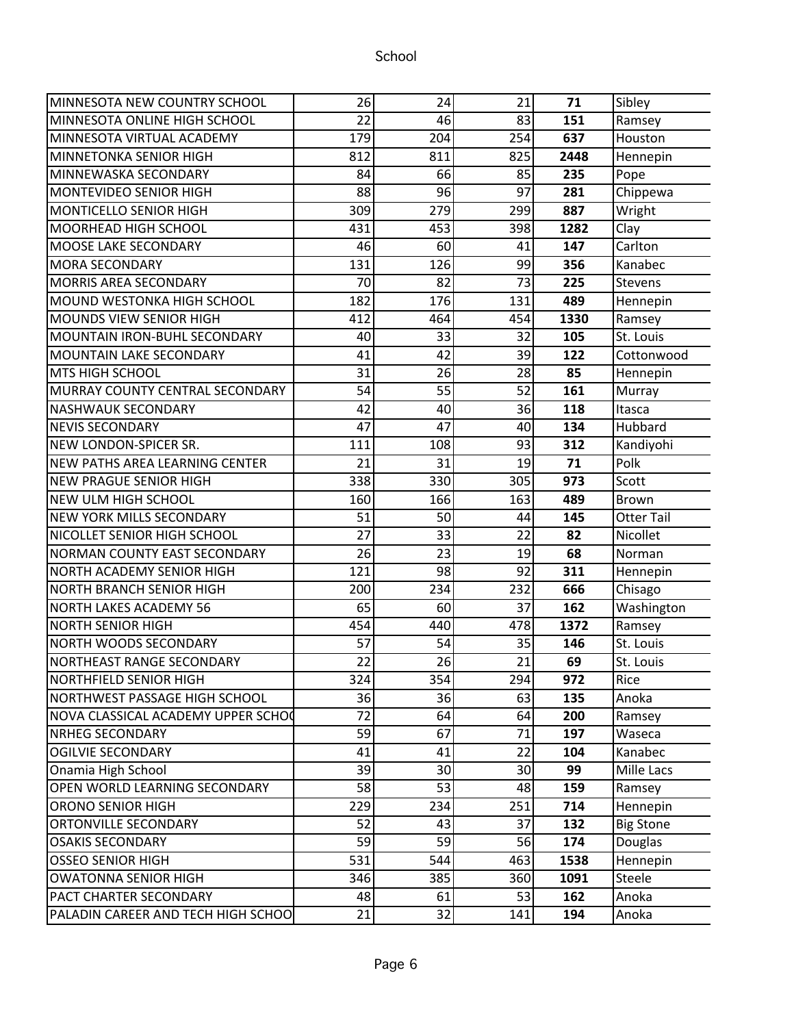| | | | | | |
|---|---|---|---|---|---|
| MINNESOTA NEW COUNTRY SCHOOL | 26 | 24 | 21 | **71** | Sibley |
| MINNESOTA ONLINE HIGH SCHOOL | 22 | 46 | 83 | **151** | Ramsey |
| MINNESOTA VIRTUAL ACADEMY | 179 | 204 | 254 | **637** | Houston |
| MINNETONKA SENIOR HIGH | 812 | 811 | 825 | **2448** | Hennepin |
| MINNEWASKA SECONDARY | 84 | 66 | 85 | **235** | Pope |
| MONTEVIDEO SENIOR HIGH | 88 | 96 | 97 | **281** | Chippewa |
| MONTICELLO SENIOR HIGH | 309 | 279 | 299 | **887** | Wright |
| MOORHEAD HIGH SCHOOL | 431 | 453 | 398 | **1282** | Clay |
| MOOSE LAKE SECONDARY | 46 | 60 | 41 | **147** | Carlton |
| MORA SECONDARY | 131 | 126 | 99 | **356** | Kanabec |
| MORRIS AREA SECONDARY | 70 | 82 | 73 | **225** | Stevens |
| MOUND WESTONKA HIGH SCHOOL | 182 | 176 | 131 | **489** | Hennepin |
| MOUNDS VIEW SENIOR HIGH | 412 | 464 | 454 | **1330** | Ramsey |
| MOUNTAIN IRON-BUHL SECONDARY | 40 | 33 | 32 | **105** | St. Louis |
| MOUNTAIN LAKE SECONDARY | 41 | 42 | 39 | **122** | Cottonwood |
| MTS HIGH SCHOOL | 31 | 26 | 28 | **85** | Hennepin |
| MURRAY COUNTY CENTRAL SECONDARY | 54 | 55 | 52 | **161** | Murray |
| NASHWAUK SECONDARY | 42 | 40 | 36 | **118** | Itasca |
| NEVIS SECONDARY | 47 | 47 | 40 | **134** | Hubbard |
| NEW LONDON-SPICER SR. | 111 | 108 | 93 | **312** | Kandiyohi |
| NEW PATHS AREA LEARNING CENTER | 21 | 31 | 19 | **71** | Polk |
| NEW PRAGUE SENIOR HIGH | 338 | 330 | 305 | **973** | Scott |
| NEW ULM HIGH SCHOOL | 160 | 166 | 163 | **489** | Brown |
| NEW YORK MILLS SECONDARY | 51 | 50 | 44 | **145** | Otter Tail |
| NICOLLET SENIOR HIGH SCHOOL | 27 | 33 | 22 | **82** | Nicollet |
| NORMAN COUNTY EAST SECONDARY | 26 | 23 | 19 | **68** | Norman |
| NORTH ACADEMY SENIOR HIGH | 121 | 98 | 92 | **311** | Hennepin |
| NORTH BRANCH SENIOR HIGH | 200 | 234 | 232 | **666** | Chisago |
| NORTH LAKES ACADEMY 56 | 65 | 60 | 37 | **162** | Washington |
| NORTH SENIOR HIGH | 454 | 440 | 478 | **1372** | Ramsey |
| NORTH WOODS SECONDARY | 57 | 54 | 35 | **146** | St. Louis |
| NORTHEAST RANGE SECONDARY | 22 | 26 | 21 | **69** | St. Louis |
| NORTHFIELD SENIOR HIGH | 324 | 354 | 294 | **972** | Rice |
| NORTHWEST PASSAGE HIGH SCHOOL | 36 | 36 | 63 | **135** | Anoka |
| NOVA CLASSICAL ACADEMY UPPER SCHOO | 72 | 64 | 64 | **200** | Ramsey |
| NRHEG SECONDARY | 59 | 67 | 71 | **197** | Waseca |
| OGILVIE SECONDARY | 41 | 41 | 22 | **104** | Kanabec |
| Onamia High School | 39 | 30 | 30 | **99** | Mille Lacs |
| OPEN WORLD LEARNING SECONDARY | 58 | 53 | 48 | **159** | Ramsey |
| ORONO SENIOR HIGH | 229 | 234 | 251 | **714** | Hennepin |
| ORTONVILLE SECONDARY | 52 | 43 | 37 | **132** | Big Stone |
| OSAKIS SECONDARY | 59 | 59 | 56 | **174** | Douglas |
| OSSEO SENIOR HIGH | 531 | 544 | 463 | **1538** | Hennepin |
| OWATONNA SENIOR HIGH | 346 | 385 | 360 | **1091** | Steele |
| PACT CHARTER SECONDARY | 48 | 61 | 53 | **162** | Anoka |
| PALADIN CAREER AND TECH HIGH SCHOO | 21 | 32 | 141 | **194** | Anoka |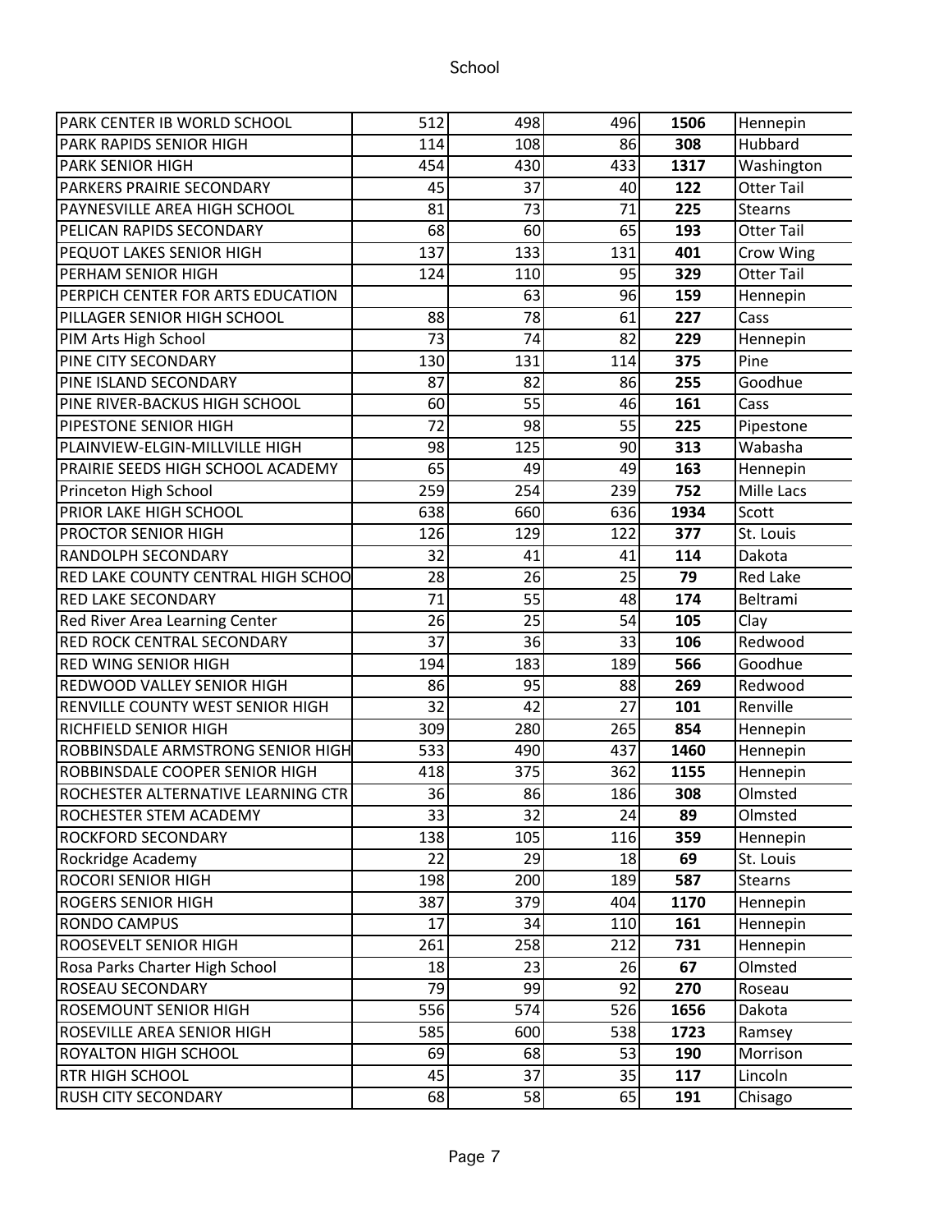School

| | | | | | |
|---|---|---|---|---|---|
| PARK CENTER IB WORLD SCHOOL | 512 | 498 | 496 | **1506** | Hennepin |
| PARK RAPIDS SENIOR HIGH | 114 | 108 | 86 | **308** | Hubbard |
| PARK SENIOR HIGH | 454 | 430 | 433 | **1317** | Washington |
| PARKERS PRAIRIE SECONDARY | 45 | 37 | 40 | **122** | Otter Tail |
| PAYNESVILLE AREA HIGH SCHOOL | 81 | 73 | 71 | **225** | Stearns |
| PELICAN RAPIDS SECONDARY | 68 | 60 | 65 | **193** | Otter Tail |
| PEQUOT LAKES SENIOR HIGH | 137 | 133 | 131 | **401** | Crow Wing |
| PERHAM SENIOR HIGH | 124 | 110 | 95 | **329** | Otter Tail |
| PERPICH CENTER FOR ARTS EDUCATION | | 63 | 96 | **159** | Hennepin |
| PILLAGER SENIOR HIGH SCHOOL | 88 | 78 | 61 | **227** | Cass |
| PIM Arts High School | 73 | 74 | 82 | **229** | Hennepin |
| PINE CITY SECONDARY | 130 | 131 | 114 | **375** | Pine |
| PINE ISLAND SECONDARY | 87 | 82 | 86 | **255** | Goodhue |
| PINE RIVER-BACKUS HIGH SCHOOL | 60 | 55 | 46 | **161** | Cass |
| PIPESTONE SENIOR HIGH | 72 | 98 | 55 | **225** | Pipestone |
| PLAINVIEW-ELGIN-MILLVILLE HIGH | 98 | 125 | 90 | **313** | Wabasha |
| PRAIRIE SEEDS HIGH SCHOOL ACADEMY | 65 | 49 | 49 | **163** | Hennepin |
| Princeton High School | 259 | 254 | 239 | **752** | Mille Lacs |
| PRIOR LAKE HIGH SCHOOL | 638 | 660 | 636 | **1934** | Scott |
| PROCTOR SENIOR HIGH | 126 | 129 | 122 | **377** | St. Louis |
| RANDOLPH SECONDARY | 32 | 41 | 41 | **114** | Dakota |
| RED LAKE COUNTY CENTRAL HIGH SCHOO | 28 | 26 | 25 | **79** | Red Lake |
| RED LAKE SECONDARY | 71 | 55 | 48 | **174** | Beltrami |
| Red River Area Learning Center | 26 | 25 | 54 | **105** | Clay |
| RED ROCK CENTRAL SECONDARY | 37 | 36 | 33 | **106** | Redwood |
| RED WING SENIOR HIGH | 194 | 183 | 189 | **566** | Goodhue |
| REDWOOD VALLEY SENIOR HIGH | 86 | 95 | 88 | **269** | Redwood |
| RENVILLE COUNTY WEST SENIOR HIGH | 32 | 42 | 27 | **101** | Renville |
| RICHFIELD SENIOR HIGH | 309 | 280 | 265 | **854** | Hennepin |
| ROBBINSDALE ARMSTRONG SENIOR HIGH | 533 | 490 | 437 | **1460** | Hennepin |
| ROBBINSDALE COOPER SENIOR HIGH | 418 | 375 | 362 | **1155** | Hennepin |
| ROCHESTER ALTERNATIVE LEARNING CTR | 36 | 86 | 186 | **308** | Olmsted |
| ROCHESTER STEM ACADEMY | 33 | 32 | 24 | **89** | Olmsted |
| ROCKFORD SECONDARY | 138 | 105 | 116 | **359** | Hennepin |
| Rockridge Academy | 22 | 29 | 18 | **69** | St. Louis |
| ROCORI SENIOR HIGH | 198 | 200 | 189 | **587** | Stearns |
| ROGERS SENIOR HIGH | 387 | 379 | 404 | **1170** | Hennepin |
| RONDO CAMPUS | 17 | 34 | 110 | **161** | Hennepin |
| ROOSEVELT SENIOR HIGH | 261 | 258 | 212 | **731** | Hennepin |
| Rosa Parks Charter High School | 18 | 23 | 26 | **67** | Olmsted |
| ROSEAU SECONDARY | 79 | 99 | 92 | **270** | Roseau |
| ROSEMOUNT SENIOR HIGH | 556 | 574 | 526 | **1656** | Dakota |
| ROSEVILLE AREA SENIOR HIGH | 585 | 600 | 538 | **1723** | Ramsey |
| ROYALTON HIGH SCHOOL | 69 | 68 | 53 | **190** | Morrison |
| RTR HIGH SCHOOL | 45 | 37 | 35 | **117** | Lincoln |
| RUSH CITY SECONDARY | 68 | 58 | 65 | **191** | Chisago |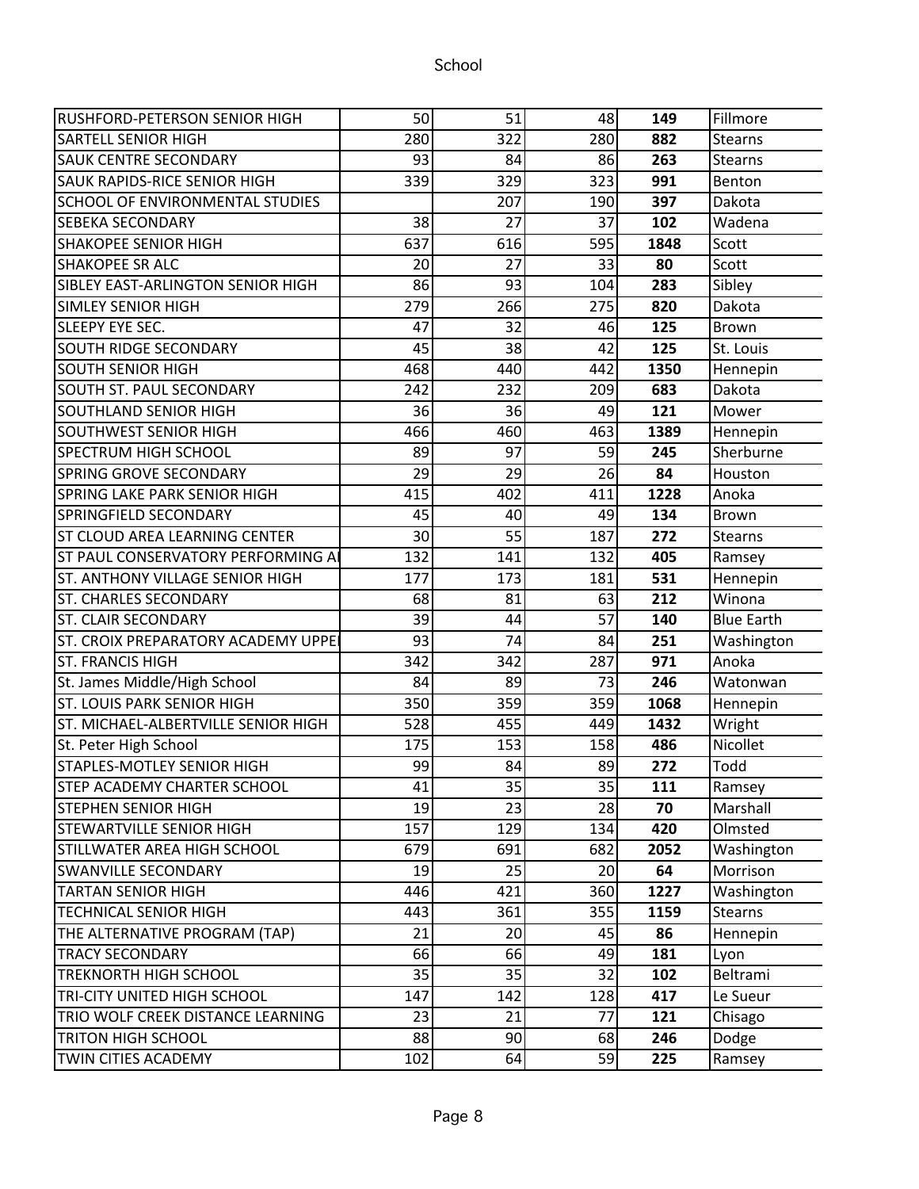| RUSHFORD-PETERSON SENIOR HIGH | 50 | 51 | 48 | **149** | Fillmore |
|---|---|---|---|---|---|
| SARTELL SENIOR HIGH | 280 | 322 | 280 | **882** | Stearns |
| SAUK CENTRE SECONDARY | 93 | 84 | 86 | **263** | Stearns |
| SAUK RAPIDS-RICE SENIOR HIGH | 339 | 329 | 323 | **991** | Benton |
| SCHOOL OF ENVIRONMENTAL STUDIES | | 207 | 190 | **397** | Dakota |
| SEBEKA SECONDARY | 38 | 27 | 37 | **102** | Wadena |
| SHAKOPEE SENIOR HIGH | 637 | 616 | 595 | **1848** | Scott |
| SHAKOPEE SR ALC | 20 | 27 | 33 | **80** | Scott |
| SIBLEY EAST-ARLINGTON SENIOR HIGH | 86 | 93 | 104 | **283** | Sibley |
| SIMLEY SENIOR HIGH | 279 | 266 | 275 | **820** | Dakota |
| SLEEPY EYE SEC. | 47 | 32 | 46 | **125** | Brown |
| SOUTH RIDGE SECONDARY | 45 | 38 | 42 | **125** | St. Louis |
| SOUTH SENIOR HIGH | 468 | 440 | 442 | **1350** | Hennepin |
| SOUTH ST. PAUL SECONDARY | 242 | 232 | 209 | **683** | Dakota |
| SOUTHLAND SENIOR HIGH | 36 | 36 | 49 | **121** | Mower |
| SOUTHWEST SENIOR HIGH | 466 | 460 | 463 | **1389** | Hennepin |
| SPECTRUM HIGH SCHOOL | 89 | 97 | 59 | **245** | Sherburne |
| SPRING GROVE SECONDARY | 29 | 29 | 26 | **84** | Houston |
| SPRING LAKE PARK SENIOR HIGH | 415 | 402 | 411 | **1228** | Anoka |
| SPRINGFIELD SECONDARY | 45 | 40 | 49 | **134** | Brown |
| ST CLOUD AREA LEARNING CENTER | 30 | 55 | 187 | **272** | Stearns |
| ST PAUL CONSERVATORY PERFORMING A | 132 | 141 | 132 | **405** | Ramsey |
| ST. ANTHONY VILLAGE SENIOR HIGH | 177 | 173 | 181 | **531** | Hennepin |
| ST. CHARLES SECONDARY | 68 | 81 | 63 | **212** | Winona |
| ST. CLAIR SECONDARY | 39 | 44 | 57 | **140** | Blue Earth |
| ST. CROIX PREPARATORY ACADEMY UPPE | 93 | 74 | 84 | **251** | Washington |
| ST. FRANCIS HIGH | 342 | 342 | 287 | **971** | Anoka |
| St. James Middle/High School | 84 | 89 | 73 | **246** | Watonwan |
| ST. LOUIS PARK SENIOR HIGH | 350 | 359 | 359 | **1068** | Hennepin |
| ST. MICHAEL-ALBERTVILLE SENIOR HIGH | 528 | 455 | 449 | **1432** | Wright |
| St. Peter High School | 175 | 153 | 158 | **486** | Nicollet |
| STAPLES-MOTLEY SENIOR HIGH | 99 | 84 | 89 | **272** | Todd |
| STEP ACADEMY CHARTER SCHOOL | 41 | 35 | 35 | **111** | Ramsey |
| STEPHEN SENIOR HIGH | 19 | 23 | 28 | **70** | Marshall |
| STEWARTVILLE SENIOR HIGH | 157 | 129 | 134 | **420** | Olmsted |
| STILLWATER AREA HIGH SCHOOL | 679 | 691 | 682 | **2052** | Washington |
| SWANVILLE SECONDARY | 19 | 25 | 20 | **64** | Morrison |
| TARTAN SENIOR HIGH | 446 | 421 | 360 | **1227** | Washington |
| TECHNICAL SENIOR HIGH | 443 | 361 | 355 | **1159** | Stearns |
| THE ALTERNATIVE PROGRAM (TAP) | 21 | 20 | 45 | **86** | Hennepin |
| TRACY SECONDARY | 66 | 66 | 49 | **181** | Lyon |
| TREKNORTH HIGH SCHOOL | 35 | 35 | 32 | **102** | Beltrami |
| TRI-CITY UNITED HIGH SCHOOL | 147 | 142 | 128 | **417** | Le Sueur |
| TRIO WOLF CREEK DISTANCE LEARNING | 23 | 21 | 77 | **121** | Chisago |
| TRITON HIGH SCHOOL | 88 | 90 | 68 | **246** | Dodge |
| TWIN CITIES ACADEMY | 102 | 64 | 59 | **225** | Ramsey |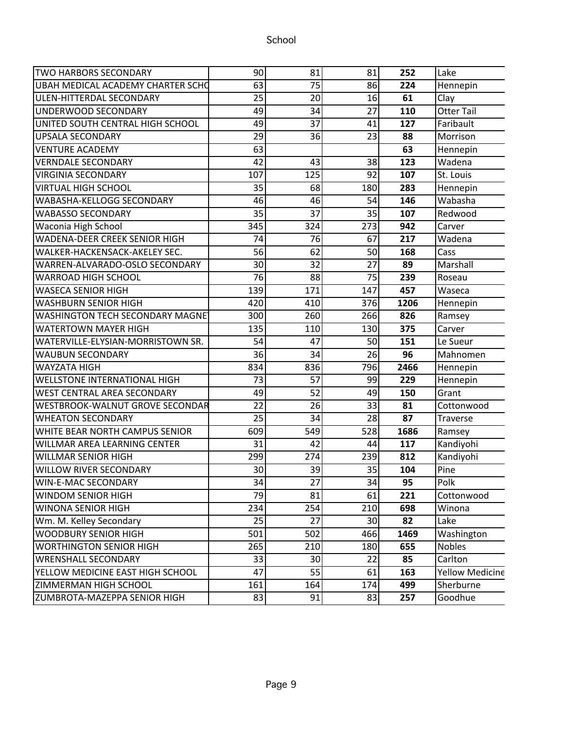| | | | | | |
|---|---|---|---|---|---|
| TWO HARBORS SECONDARY | 90 | 81 | 81 | **252** | Lake |
| UBAH MEDICAL ACADEMY CHARTER SCHO | 63 | 75 | 86 | **224** | Hennepin |
| ULEN-HITTERDAL SECONDARY | 25 | 20 | 16 | **61** | Clay |
| UNDERWOOD SECONDARY | 49 | 34 | 27 | **110** | Otter Tail |
| UNITED SOUTH CENTRAL HIGH SCHOOL | 49 | 37 | 41 | **127** | Faribault |
| UPSALA SECONDARY | 29 | 36 | 23 | **88** | Morrison |
| VENTURE ACADEMY | 63 | | | **63** | Hennepin |
| VERNDALE SECONDARY | 42 | 43 | 38 | **123** | Wadena |
| VIRGINIA SECONDARY | 107 | 125 | 92 | **107** | St. Louis |
| VIRTUAL HIGH SCHOOL | 35 | 68 | 180 | **283** | Hennepin |
| WABASHA-KELLOGG SECONDARY | 46 | 46 | 54 | **146** | Wabasha |
| WABASSO SECONDARY | 35 | 37 | 35 | **107** | Redwood |
| Waconia High School | 345 | 324 | 273 | **942** | Carver |
| WADENA-DEER CREEK SENIOR HIGH | 74 | 76 | 67 | **217** | Wadena |
| WALKER-HACKENSACK-AKELEY SEC. | 56 | 62 | 50 | **168** | Cass |
| WARREN-ALVARADO-OSLO SECONDARY | 30 | 32 | 27 | **89** | Marshall |
| WARROAD HIGH SCHOOL | 76 | 88 | 75 | **239** | Roseau |
| WASECA SENIOR HIGH | 139 | 171 | 147 | **457** | Waseca |
| WASHBURN SENIOR HIGH | 420 | 410 | 376 | **1206** | Hennepin |
| WASHINGTON TECH SECONDARY MAGNET | 300 | 260 | 266 | **826** | Ramsey |
| WATERTOWN MAYER HIGH | 135 | 110 | 130 | **375** | Carver |
| WATERVILLE-ELYSIAN-MORRISTOWN SR. | 54 | 47 | 50 | **151** | Le Sueur |
| WAUBUN SECONDARY | 36 | 34 | 26 | **96** | Mahnomen |
| WAYZATA HIGH | 834 | 836 | 796 | **2466** | Hennepin |
| WELLSTONE INTERNATIONAL HIGH | 73 | 57 | 99 | **229** | Hennepin |
| WEST CENTRAL AREA SECONDARY | 49 | 52 | 49 | **150** | Grant |
| WESTBROOK-WALNUT GROVE SECONDAR | 22 | 26 | 33 | **81** | Cottonwood |
| WHEATON SECONDARY | 25 | 34 | 28 | **87** | Traverse |
| WHITE BEAR NORTH CAMPUS SENIOR | 609 | 549 | 528 | **1686** | Ramsey |
| WILLMAR AREA LEARNING CENTER | 31 | 42 | 44 | **117** | Kandiyohi |
| WILLMAR SENIOR HIGH | 299 | 274 | 239 | **812** | Kandiyohi |
| WILLOW RIVER SECONDARY | 30 | 39 | 35 | **104** | Pine |
| WIN-E-MAC SECONDARY | 34 | 27 | 34 | **95** | Polk |
| WINDOM SENIOR HIGH | 79 | 81 | 61 | **221** | Cottonwood |
| WINONA SENIOR HIGH | 234 | 254 | 210 | **698** | Winona |
| Wm. M. Kelley Secondary | 25 | 27 | 30 | **82** | Lake |
| WOODBURY SENIOR HIGH | 501 | 502 | 466 | **1469** | Washington |
| WORTHINGTON SENIOR HIGH | 265 | 210 | 180 | **655** | Nobles |
| WRENSHALL SECONDARY | 33 | 30 | 22 | **85** | Carlton |
| YELLOW MEDICINE EAST HIGH SCHOOL | 47 | 55 | 61 | **163** | Yellow Medicine |
| ZIMMERMAN HIGH SCHOOL | 161 | 164 | 174 | **499** | Sherburne |
| ZUMBROTA-MAZEPPA SENIOR HIGH | 83 | 91 | 83 | **257** | Goodhue |